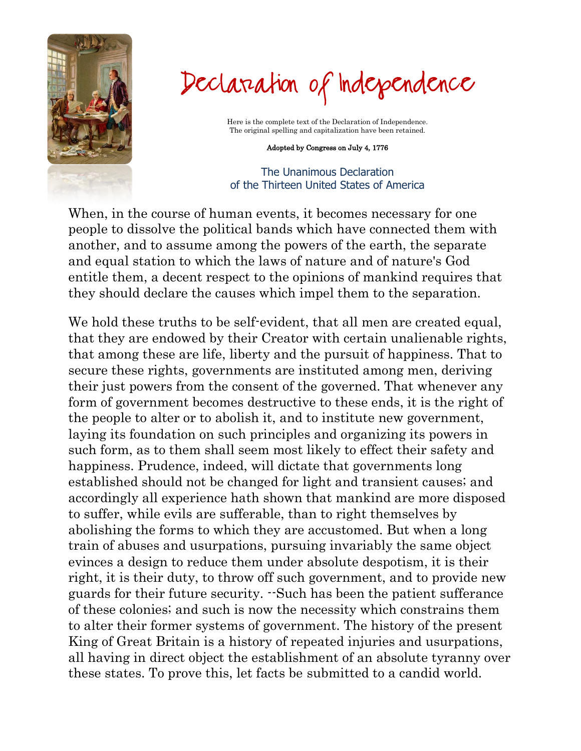# Declaration of Independence

Here is the complete text of the Declaration of Independence.
The original spelling and capitalization have been retained.

**Adopted by Congress on July 4, 1776**

## The Unanimous Declaration of the Thirteen United States of America

When, in the course of human events, it becomes necessary for one people to dissolve the political bands which have connected them with another, and to assume among the powers of the earth, the separate and equal station to which the laws of nature and of nature's God entitle them, a decent respect to the opinions of mankind requires that they should declare the causes which impel them to the separation.

We hold these truths to be self-evident, that all men are created equal, that they are endowed by their Creator with certain unalienable rights, that among these are life, liberty and the pursuit of happiness. That to secure these rights, governments are instituted among men, deriving their just powers from the consent of the governed. That whenever any form of government becomes destructive to these ends, it is the right of the people to alter or to abolish it, and to institute new government, laying its foundation on such principles and organizing its powers in such form, as to them shall seem most likely to effect their safety and happiness. Prudence, indeed, will dictate that governments long established should not be changed for light and transient causes; and accordingly all experience hath shown that mankind are more disposed to suffer, while evils are sufferable, than to right themselves by abolishing the forms to which they are accustomed. But when a long train of abuses and usurpations, pursuing invariably the same object evinces a design to reduce them under absolute despotism, it is their right, it is their duty, to throw off such government, and to provide new guards for their future security. --Such has been the patient sufferance of these colonies; and such is now the necessity which constrains them to alter their former systems of government. The history of the present King of Great Britain is a history of repeated injuries and usurpations, all having in direct object the establishment of an absolute tyranny over these states. To prove this, let facts be submitted to a candid world.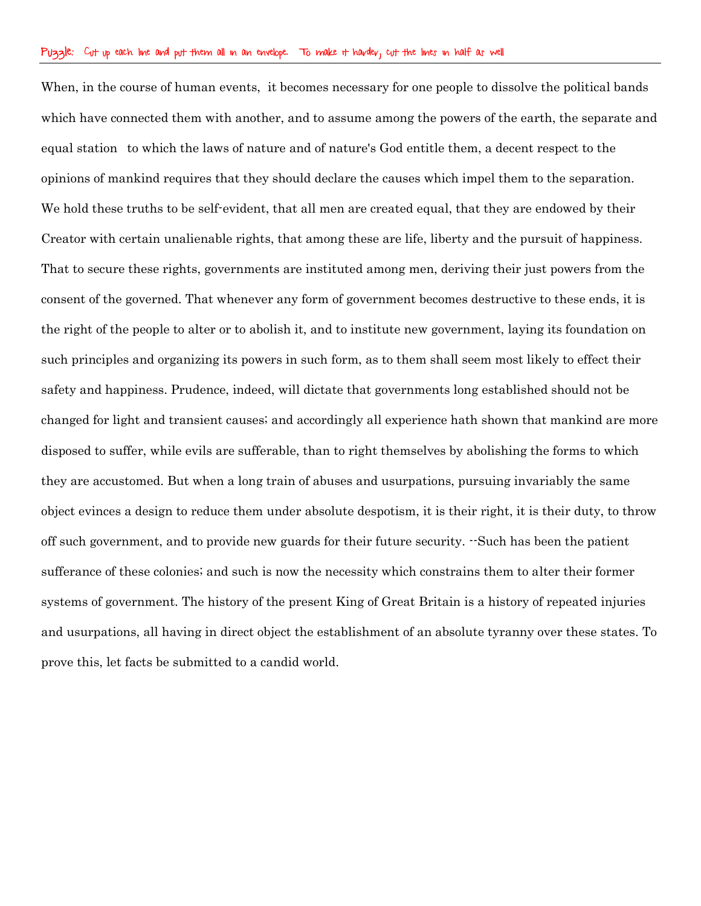Puzzle: Cut up each line and put them all in an envelope. To make it harder, cut the lines in half as well

---

When, in the course of human events, it becomes necessary for one people to dissolve the political bands which have connected them with another, and to assume among the powers of the earth, the separate and equal station to which the laws of nature and of nature's God entitle them, a decent respect to the opinions of mankind requires that they should declare the causes which impel them to the separation. We hold these truths to be self-evident, that all men are created equal, that they are endowed by their Creator with certain unalienable rights, that among these are life, liberty and the pursuit of happiness. That to secure these rights, governments are instituted among men, deriving their just powers from the consent of the governed. That whenever any form of government becomes destructive to these ends, it is the right of the people to alter or to abolish it, and to institute new government, laying its foundation on such principles and organizing its powers in such form, as to them shall seem most likely to effect their safety and happiness. Prudence, indeed, will dictate that governments long established should not be changed for light and transient causes; and accordingly all experience hath shown that mankind are more disposed to suffer, while evils are sufferable, than to right themselves by abolishing the forms to which they are accustomed. But when a long train of abuses and usurpations, pursuing invariably the same object evinces a design to reduce them under absolute despotism, it is their right, it is their duty, to throw off such government, and to provide new guards for their future security. --Such has been the patient sufferance of these colonies; and such is now the necessity which constrains them to alter their former systems of government. The history of the present King of Great Britain is a history of repeated injuries and usurpations, all having in direct object the establishment of an absolute tyranny over these states. To prove this, let facts be submitted to a candid world.